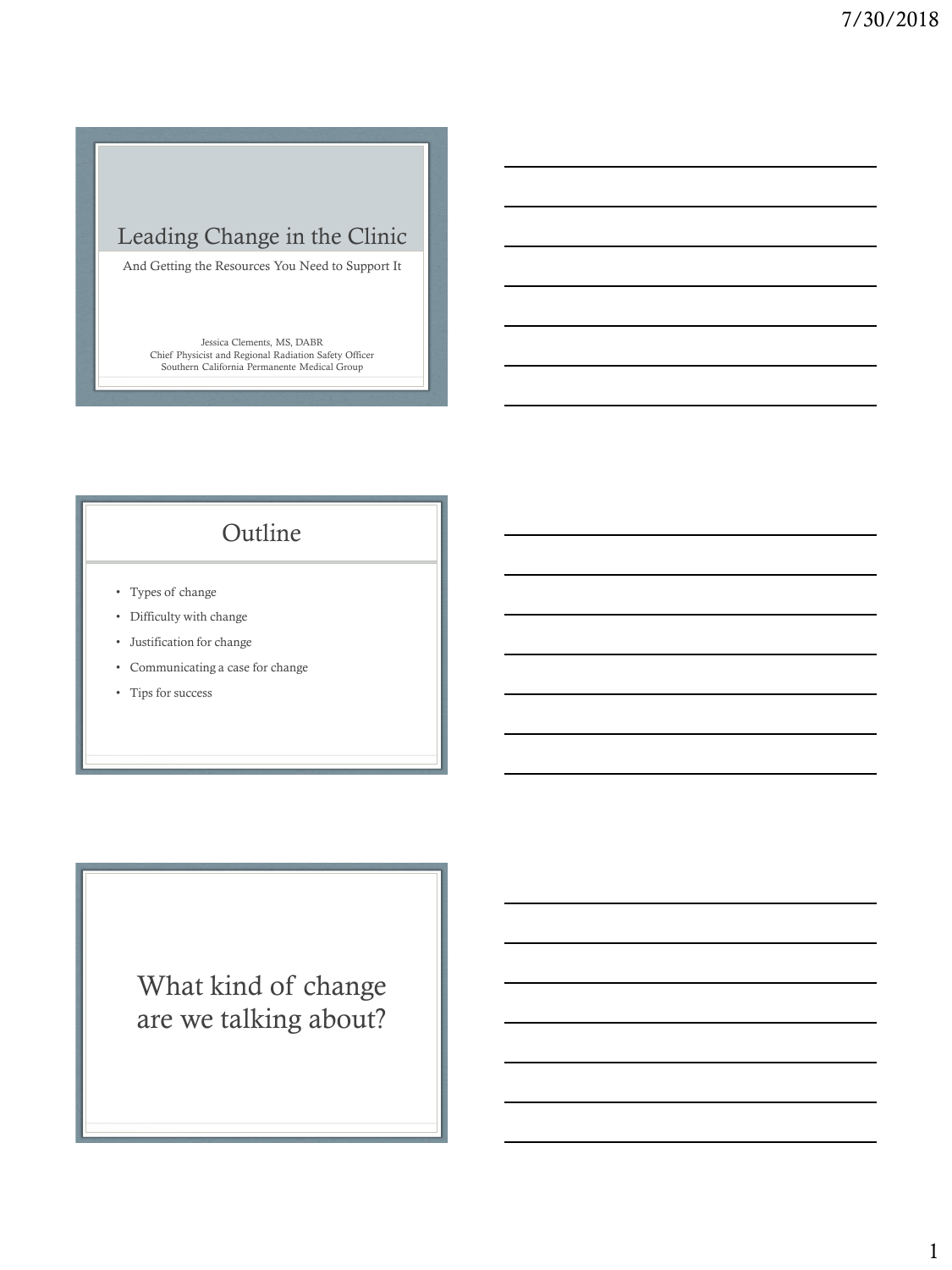# Leading Change in the Clinic

And Getting the Resources You Need to Support It

Jessica Clements, MS, DABR
Chief Physicist and Regional Radiation Safety Officer
Southern California Permanente Medical Group

## Outline

- Types of change
- Difficulty with change
- Justification for change
- Communicating a case for change
- Tips for success

## What kind of change are we talking about?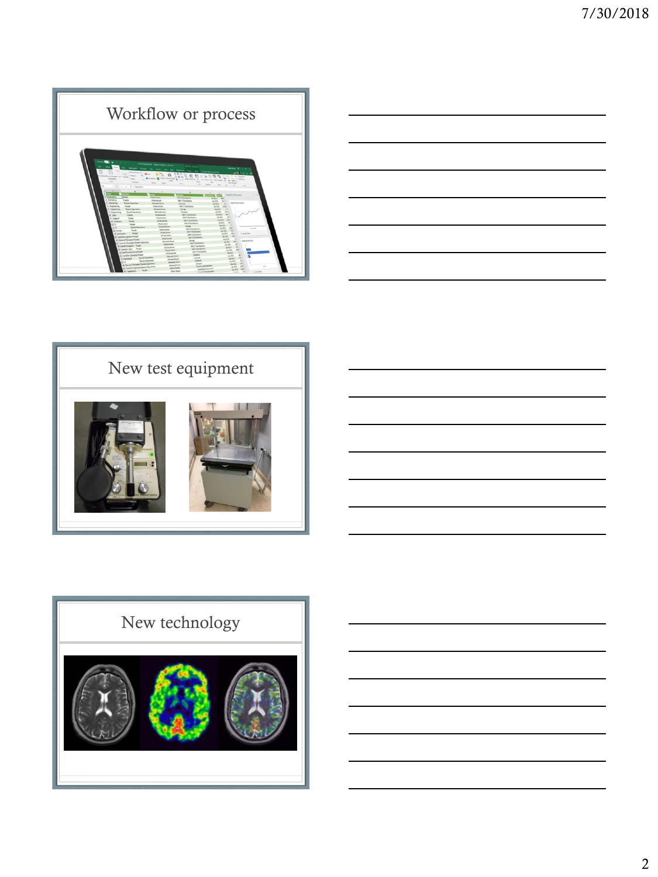## Workflow or process

## New test equipment

## New technology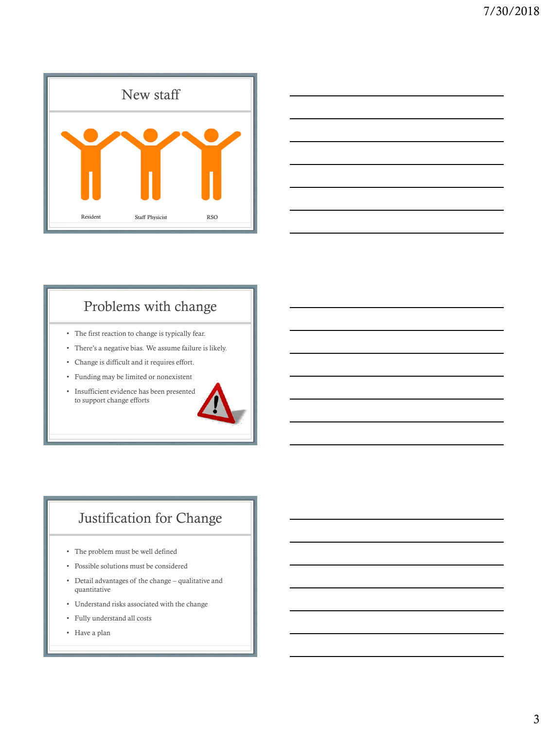## New staff

Resident Staff Physicist RSO

## Problems with change

- The first reaction to change is typically fear.
- There's a negative bias. We assume failure is likely.
- Change is difficult and it requires effort.
- Funding may be limited or nonexistent
- Insufficient evidence has been presented to support change efforts

## Justification for Change

- The problem must be well defined
- Possible solutions must be considered
- Detail advantages of the change – qualitative and quantitative
- Understand risks associated with the change
- Fully understand all costs
- Have a plan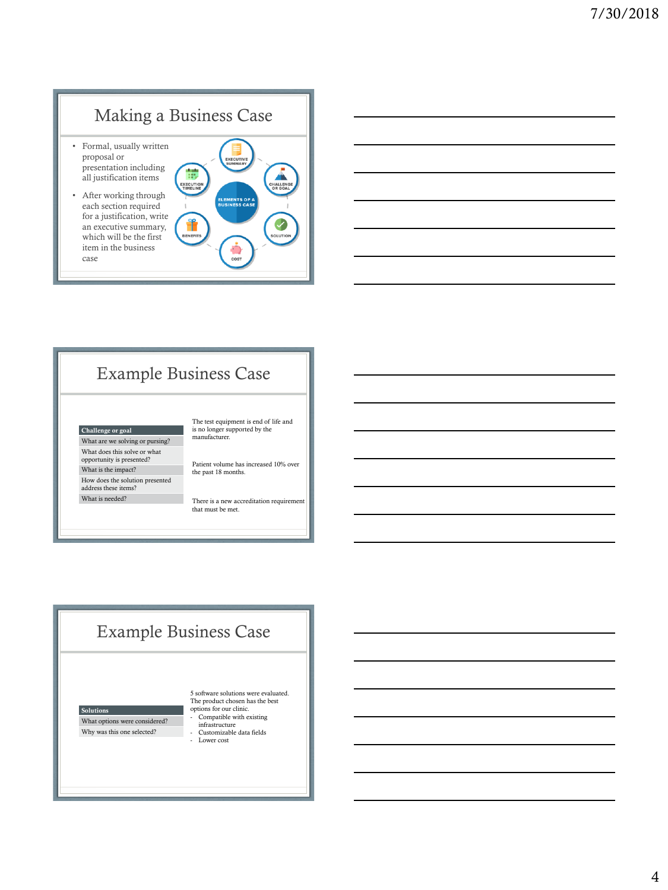# Making a Business Case

- Formal, usually written proposal or presentation including all justification items
- After working through each section required for a justification, write an executive summary, which will be the first item in the business case

ELEMENTS OF A BUSINESS CASE: EXECUTIVE SUMMARY, CHALLENGE OR GOAL, SOLUTION, COST, BENEFITS, EXECUTION TIMELINE

# Example Business Case

| Challenge or goal |
| --- |
| What are we solving or pursing? |
| What does this solve or what opportunity is presented? |
| What is the impact? |
| How does the solution presented address these items? |
| What is needed? |

The test equipment is end of life and is no longer supported by the manufacturer.

Patient volume has increased 10% over the past 18 months.

There is a new accreditation requirement that must be met.

# Example Business Case

| Solutions |
| --- |
| What options were considered? |
| Why was this one selected? |

5 software solutions were evaluated. The product chosen has the best options for our clinic.

- Compatible with existing infrastructure
- Customizable data fields
- Lower cost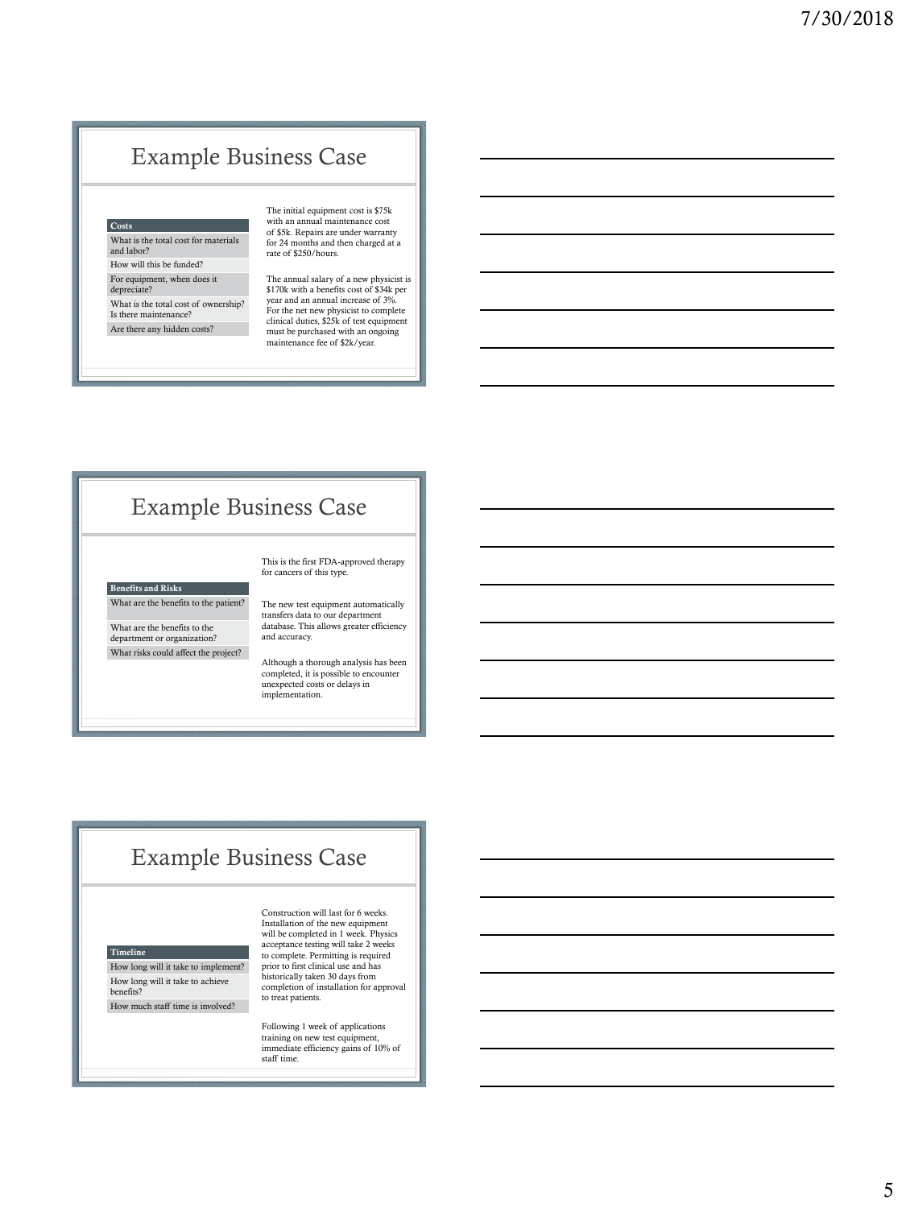## Example Business Case

| Costs |
| --- |
| What is the total cost for materials and labor? |
| How will this be funded? |
| For equipment, when does it depreciate? |
| What is the total cost of ownership? Is there maintenance? |
| Are there any hidden costs? |

The initial equipment cost is $75k with an annual maintenance cost of $5k. Repairs are under warranty for 24 months and then charged at a rate of $250/hours.

The annual salary of a new physicist is $170k with a benefits cost of $34k per year and an annual increase of 3%. For the net new physicist to complete clinical duties, $25k of test equipment must be purchased with an ongoing maintenance fee of $2k/year.

## Example Business Case

| Benefits and Risks |
| --- |
| What are the benefits to the patient? |
| What are the benefits to the department or organization? |
| What risks could affect the project? |

This is the first FDA-approved therapy for cancers of this type.

The new test equipment automatically transfers data to our department database. This allows greater efficiency and accuracy.

Although a thorough analysis has been completed, it is possible to encounter unexpected costs or delays in implementation.

## Example Business Case

| Timeline |
| --- |
| How long will it take to implement? |
| How long will it take to achieve benefits? |
| How much staff time is involved? |

Construction will last for 6 weeks. Installation of the new equipment will be completed in 1 week. Physics acceptance testing will take 2 weeks to complete. Permitting is required prior to first clinical use and has historically taken 30 days from completion of installation for approval to treat patients.

Following 1 week of applications training on new test equipment, immediate efficiency gains of 10% of staff time.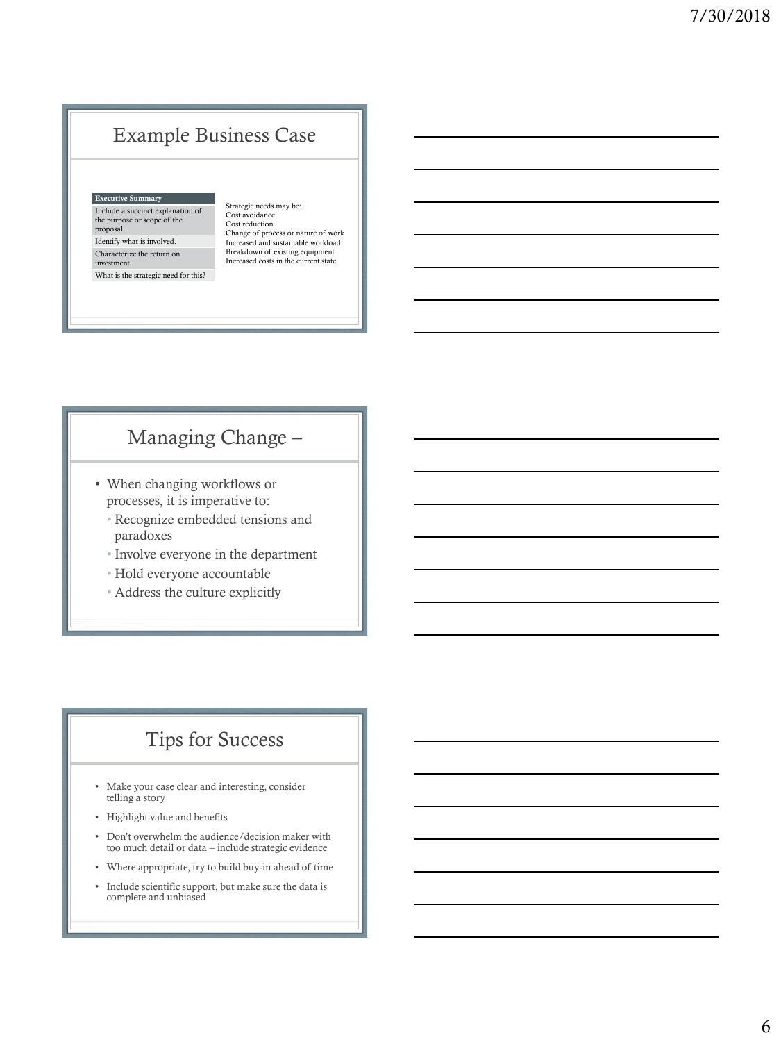## Example Business Case

| Executive Summary |
|---|
| Include a succinct explanation of the purpose or scope of the proposal. |
| Identify what is involved. |
| Characterize the return on investment. |
| What is the strategic need for this? |

Strategic needs may be:
Cost avoidance
Cost reduction
Change of process or nature of work
Increased and sustainable workload
Breakdown of existing equipment
Increased costs in the current state

## Managing Change –

- When changing workflows or processes, it is imperative to:
  - Recognize embedded tensions and paradoxes
  - Involve everyone in the department
  - Hold everyone accountable
  - Address the culture explicitly

## Tips for Success

- Make your case clear and interesting, consider telling a story
- Highlight value and benefits
- Don't overwhelm the audience/decision maker with too much detail or data – include strategic evidence
- Where appropriate, try to build buy-in ahead of time
- Include scientific support, but make sure the data is complete and unbiased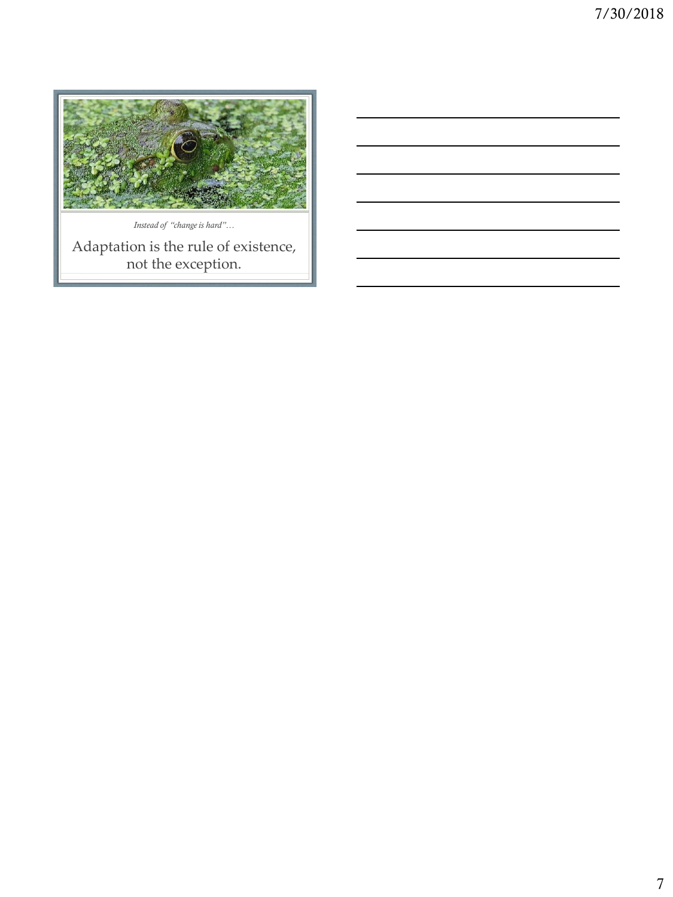*Instead of "change is hard"…*

Adaptation is the rule of existence, not the exception.